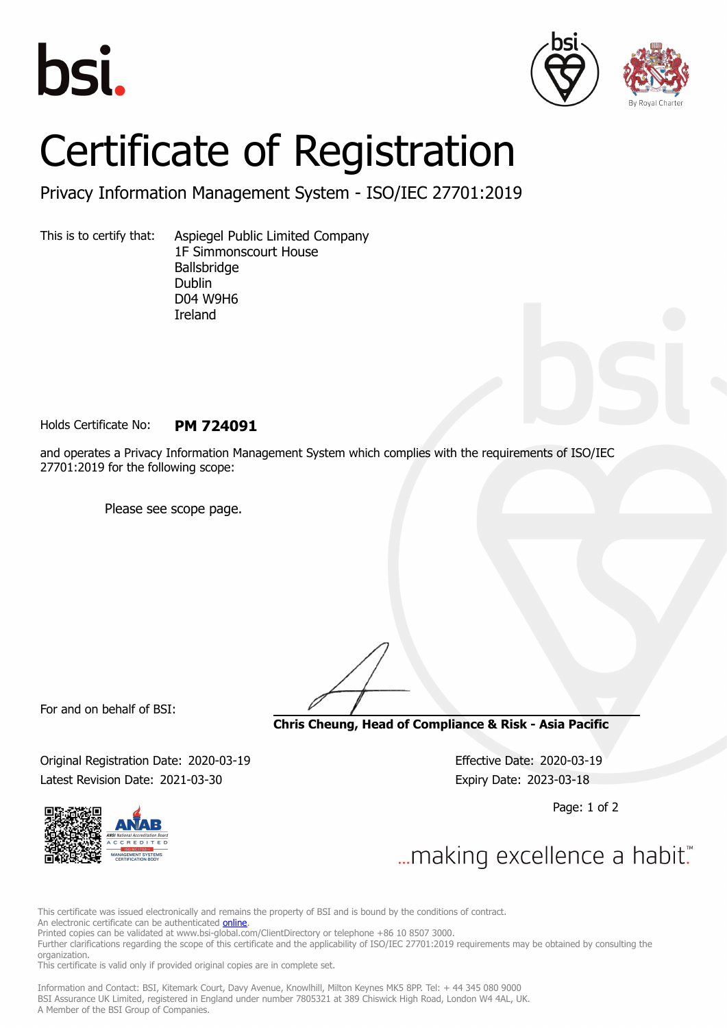bsi.

By Royal Charter

# Certificate of Registration

## Privacy Information Management System - ISO/IEC 27701:2019

This is to certify that: Aspiegel Public Limited Company
1F Simmonscourt House
Ballsbridge
Dublin
D04 W9H6
Ireland

Holds Certificate No: **PM 724091**

and operates a Privacy Information Management System which complies with the requirements of ISO/IEC 27701:2019 for the following scope:

Please see scope page.

For and on behalf of BSI:

**Chris Cheung, Head of Compliance & Risk - Asia Pacific**

Original Registration Date: 2020-03-19
Latest Revision Date: 2021-03-30

Effective Date: 2020-03-19
Expiry Date: 2023-03-18

ANAB ANSI National Accreditation Board ACCREDITED MANAGEMENT SYSTEMS CERTIFICATION BODY

...making excellence a habit.™

This certificate was issued electronically and remains the property of BSI and is bound by the conditions of contract.
An electronic certificate can be authenticated online.
Printed copies can be validated at www.bsi-global.com/ClientDirectory or telephone +86 10 8507 3000.
Further clarifications regarding the scope of this certificate and the applicability of ISO/IEC 27701:2019 requirements may be obtained by consulting the organization.
This certificate is valid only if provided original copies are in complete set.

Information and Contact: BSI, Kitemark Court, Davy Avenue, Knowlhill, Milton Keynes MK5 8PP. Tel: + 44 345 080 9000
BSI Assurance UK Limited, registered in England under number 7805321 at 389 Chiswick High Road, London W4 4AL, UK.
A Member of the BSI Group of Companies.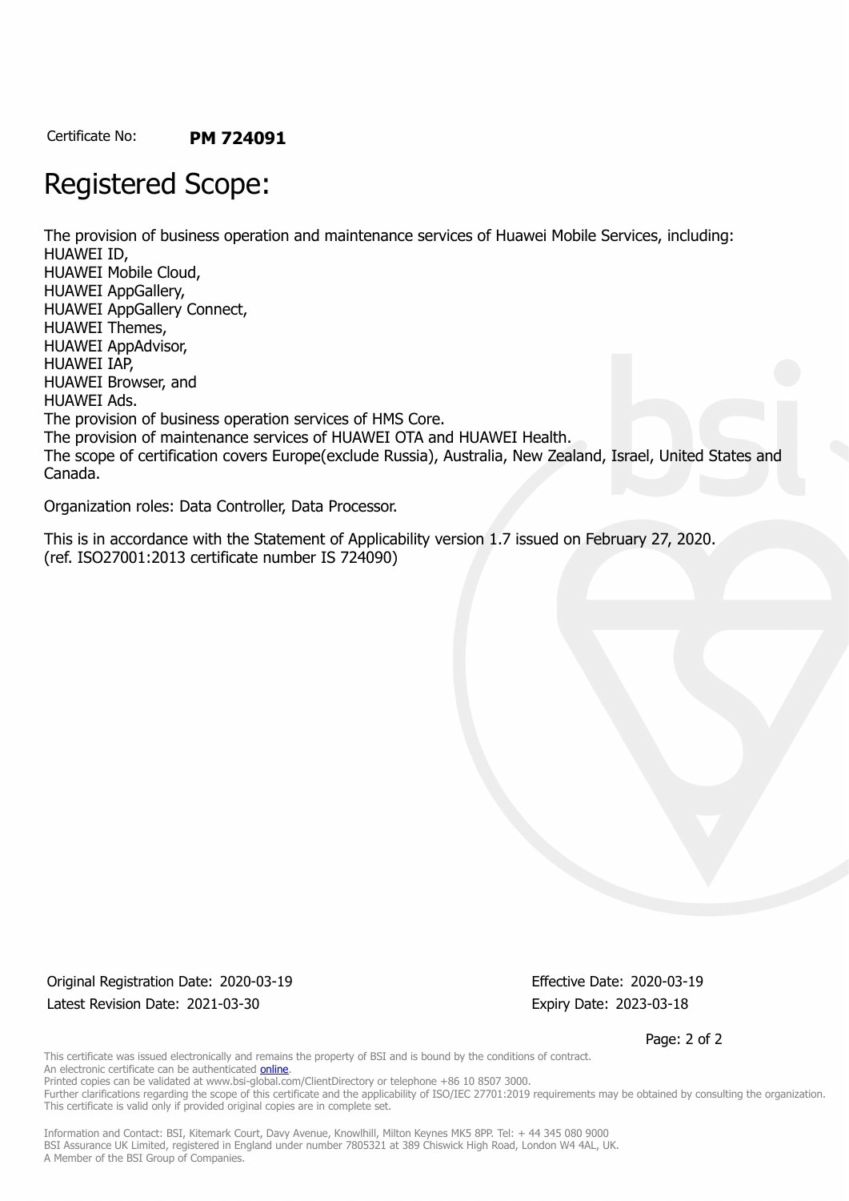Certificate No: **PM 724091**

# Registered Scope:

The provision of business operation and maintenance services of Huawei Mobile Services, including:
HUAWEI ID,
HUAWEI Mobile Cloud,
HUAWEI AppGallery,
HUAWEI AppGallery Connect,
HUAWEI Themes,
HUAWEI AppAdvisor,
HUAWEI IAP,
HUAWEI Browser, and
HUAWEI Ads.
The provision of business operation services of HMS Core.
The provision of maintenance services of HUAWEI OTA and HUAWEI Health.
The scope of certification covers Europe(exclude Russia), Australia, New Zealand, Israel, United States and Canada.

Organization roles: Data Controller, Data Processor.

This is in accordance with the Statement of Applicability version 1.7 issued on February 27, 2020.
(ref. ISO27001:2013 certificate number IS 724090)

Original Registration Date: 2020-03-19
Latest Revision Date: 2021-03-30

Effective Date: 2020-03-19
Expiry Date: 2023-03-18

This certificate was issued electronically and remains the property of BSI and is bound by the conditions of contract.
An electronic certificate can be authenticated online.
Printed copies can be validated at www.bsi-global.com/ClientDirectory or telephone +86 10 8507 3000.
Further clarifications regarding the scope of this certificate and the applicability of ISO/IEC 27701:2019 requirements may be obtained by consulting the organization.
This certificate is valid only if provided original copies are in complete set.

Information and Contact: BSI, Kitemark Court, Davy Avenue, Knowlhill, Milton Keynes MK5 8PP. Tel: + 44 345 080 9000
BSI Assurance UK Limited, registered in England under number 7805321 at 389 Chiswick High Road, London W4 4AL, UK.
A Member of the BSI Group of Companies.